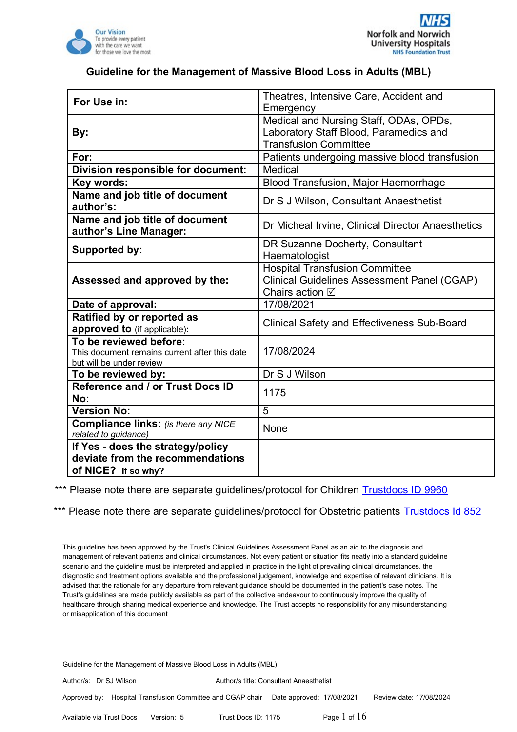Our Vision
To provide every patient with the care we want for those we love the most

NHS
Norfolk and Norwich University Hospitals
NHS Foundation Trust

## Guideline for the Management of Massive Blood Loss in Adults (MBL)

| | |
|---|---|
| **For Use in:** | Theatres, Intensive Care, Accident and Emergency |
| **By:** | Medical and Nursing Staff, ODAs, OPDs, Laboratory Staff Blood, Paramedics and Transfusion Committee |
| **For:** | Patients undergoing massive blood transfusion |
| **Division responsible for document:** | Medical |
| **Key words:** | Blood Transfusion, Major Haemorrhage |
| **Name and job title of document author's:** | Dr S J Wilson, Consultant Anaesthetist |
| **Name and job title of document author's Line Manager:** | Dr Micheal Irvine, Clinical Director Anaesthetics |
| **Supported by:** | DR Suzanne Docherty, Consultant Haematologist |
| **Assessed and approved by the:** | Hospital Transfusion Committee<br>Clinical Guidelines Assessment Panel (CGAP)<br>Chairs action ☑ |
| **Date of approval:** | 17/08/2021 |
| **Ratified by or reported as approved to** (if applicable)**:** | Clinical Safety and Effectiveness Sub-Board |
| **To be reviewed before:**<br>This document remains current after this date but will be under review | 17/08/2024 |
| **To be reviewed by:** | Dr S J Wilson |
| **Reference and / or Trust Docs ID No:** | 1175 |
| **Version No:** | 5 |
| **Compliance links:** *(is there any NICE related to guidance)* | None |
| **If Yes - does the strategy/policy deviate from the recommendations of NICE? If so why?** | |

*** Please note there are separate guidelines/protocol for Children Trustdocs ID 9960

*** Please note there are separate guidelines/protocol for Obstetric patients Trustdocs Id 852

This guideline has been approved by the Trust's Clinical Guidelines Assessment Panel as an aid to the diagnosis and management of relevant patients and clinical circumstances. Not every patient or situation fits neatly into a standard guideline scenario and the guideline must be interpreted and applied in practice in the light of prevailing clinical circumstances, the diagnostic and treatment options available and the professional judgement, knowledge and expertise of relevant clinicians. It is advised that the rationale for any departure from relevant guidance should be documented in the patient's case notes. The Trust's guidelines are made publicly available as part of the collective endeavour to continuously improve the quality of healthcare through sharing medical experience and knowledge. The Trust accepts no responsibility for any misunderstanding or misapplication of this document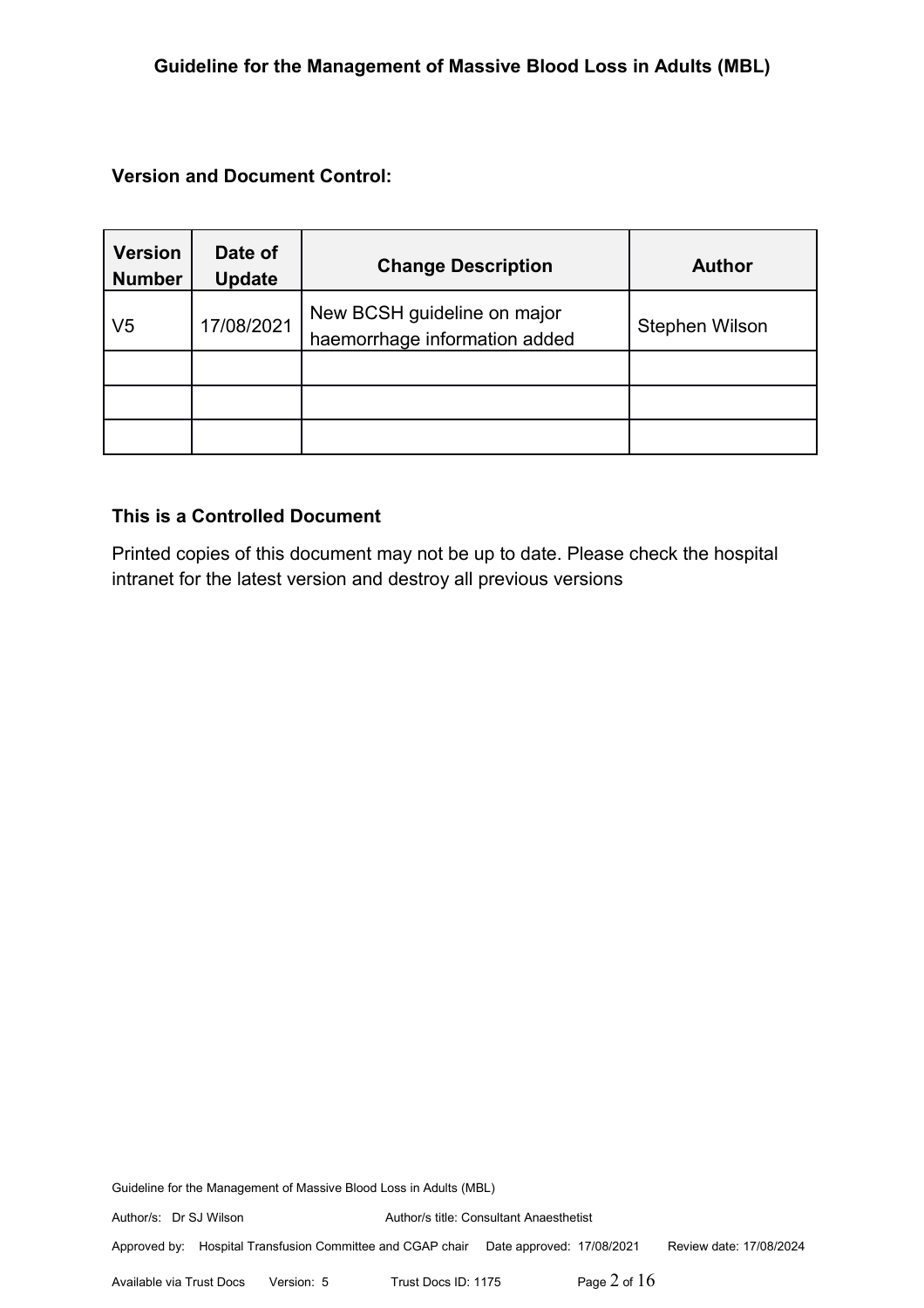**Version and Document Control:**

| Version Number | Date of Update | Change Description | Author |
|---|---|---|---|
| V5 | 17/08/2021 | New BCSH guideline on major haemorrhage information added | Stephen Wilson |
| | | | |
| | | | |
| | | | |

**This is a Controlled Document**

Printed copies of this document may not be up to date. Please check the hospital intranet for the latest version and destroy all previous versions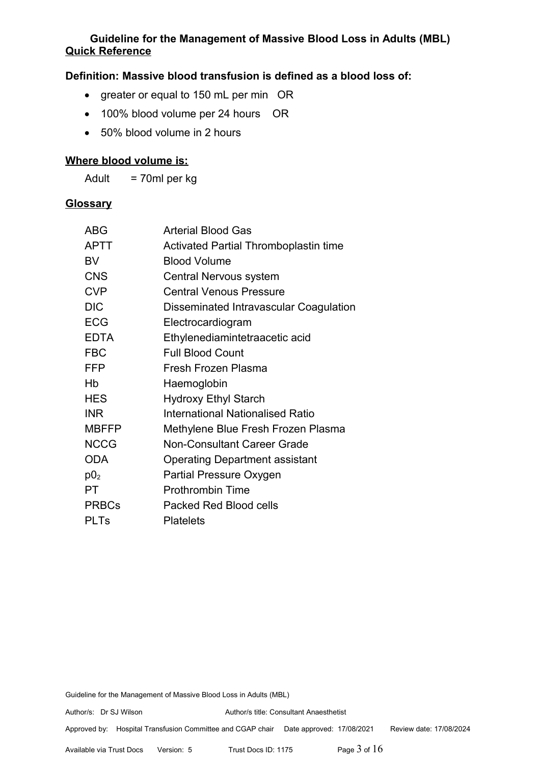# Guideline for the Management of Massive Blood Loss in Adults (MBL)

## Quick Reference

**Definition: Massive blood transfusion is defined as a blood loss of:**

- greater or equal to 150 mL per min OR
- 100% blood volume per 24 hours OR
- 50% blood volume in 2 hours

## Where blood volume is:

Adult = 70ml per kg

## Glossary

| | |
|---|---|
| ABG | Arterial Blood Gas |
| APTT | Activated Partial Thromboplastin time |
| BV | Blood Volume |
| CNS | Central Nervous system |
| CVP | Central Venous Pressure |
| DIC | Disseminated Intravascular Coagulation |
| ECG | Electrocardiogram |
| EDTA | Ethylenediamintetraacetic acid |
| FBC | Full Blood Count |
| FFP | Fresh Frozen Plasma |
| Hb | Haemoglobin |
| HES | Hydroxy Ethyl Starch |
| INR | International Nationalised Ratio |
| MBFFP | Methylene Blue Fresh Frozen Plasma |
| NCCG | Non-Consultant Career Grade |
| ODA | Operating Department assistant |
| $p0_2$ | Partial Pressure Oxygen |
| PT | Prothrombin Time |
| PRBCs | Packed Red Blood cells |
| PLTs | Platelets |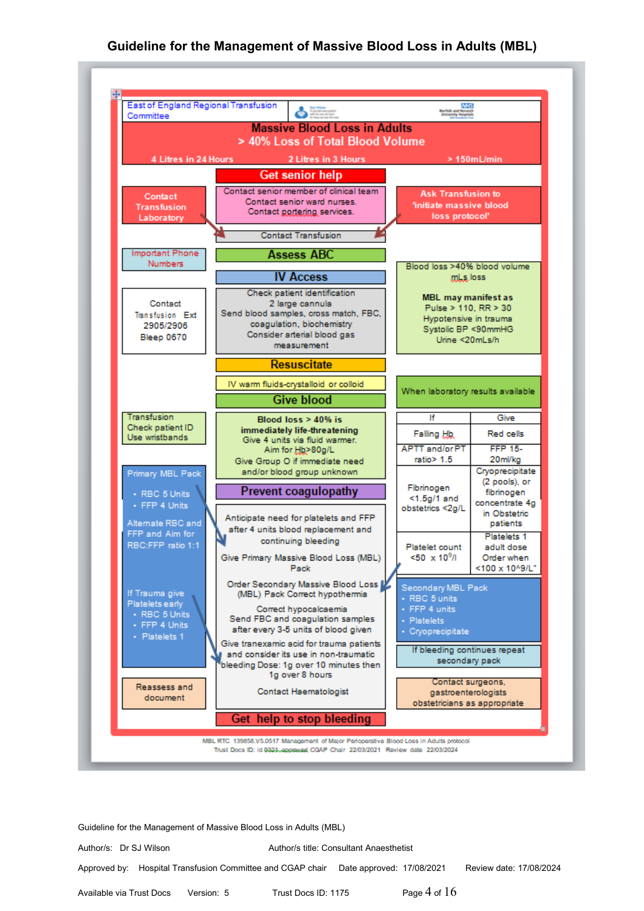# Guideline for the Management of Massive Blood Loss in Adults (MBL)

East of England Regional Transfusion Committee

## Massive Blood Loss in Adults

### > 40% Loss of Total Blood Volume

4 Litres in 24 Hours — 2 Litres in 3 Hours — > 150mL/min

**Get senior help**

- Contact senior member of clinical team
- Contact senior ward nurses.
- Contact portering services.

Contact Transfusion Laboratory

Ask Transfusion to 'initiate massive blood loss protocol'

Contact Transfusion

**Important Phone Numbers**

Contact Transfusion Ext 2905/2906 Bleep 0670

**Assess ABC**

**IV Access**

- Check patient identification
- 2 large cannula
- Send blood samples, cross match, FBC, coagulation, biochemistry
- Consider arterial blood gas measurement

Blood loss >40% blood volume mLs loss

**MBL may manifest as**
- Pulse > 110, RR > 30
- Hypotensive in trauma
- Systolic BP <90mmHG
- Urine <20mLs/h

**Resuscitate**

IV warm fluids-crystalloid or colloid

**Give blood**

Transfusion
Check patient ID
Use wristbands

**Blood loss > 40% is immediately life-threatening**
Give 4 units via fluid warmer.
Aim for Hb>80g/L
Give Group O if immediate need and/or blood group unknown

When laboratory results available

| If | Give |
| --- | --- |
| Falling Hb | Red cells |
| APTT and/or PT ratio> 1.5 | FFP 15-20ml/kg |
| Fibrinogen <1.5g/1 and obstetrics <2g/L | Cryoprecipitate (2 pools), or fibrinogen concentrate 4g in Obstetric patients |
| Platelet count <50 x $10^9$/l | Platelets 1 adult dose Order when <100 x 10^9/L" |

**Prevent coagulopathy**

Primary MBL Pack
- RBC 5 Units
- FFP 4 Units

Alternate RBC and FFP and Aim for RBC:FFP ratio 1:1

If Trauma give Platelets early
- RBC 5 Units
- FFP 4 Units
- Platelets 1

Anticipate need for platelets and FFP after 4 units blood replacement and continuing bleeding

Give Primary Massive Blood Loss (MBL) Pack

Order Secondary Massive Blood Loss (MBL) Pack Correct hypothermia

Correct hypocalcaemia
Send FBC and coagulation samples after every 3-5 units of blood given

Give tranexamic acid for trauma patients and consider its use in non-traumatic bleeding Dose: 1g over 10 minutes then 1g over 8 hours

Contact Haematologist

Secondary MBL Pack
- RBC 5 units
- FFP 4 units
- Platelets
- Cryoprecipitate

If bleeding continues repeat secondary pack

Reassess and document

Contact surgeons, gastroenterologists obstetricians as appropriate

**Get help to stop bleeding**

MBL RTC 139858.V5.0517 Management of Major Perioperative Blood Loss in Adults protocol
Trust Docs ID: Id 8321 approved CGAP Chair 22/03/2021 Review date 22/03/2024

Guideline for the Management of Massive Blood Loss in Adults (MBL)

Author/s: Dr SJ Wilson — Author/s title: Consultant Anaesthetist

Approved by: Hospital Transfusion Committee and CGAP chair — Date approved: 17/08/2021 — Review date: 17/08/2024

Available via Trust Docs — Version: 5 — Trust Docs ID: 1175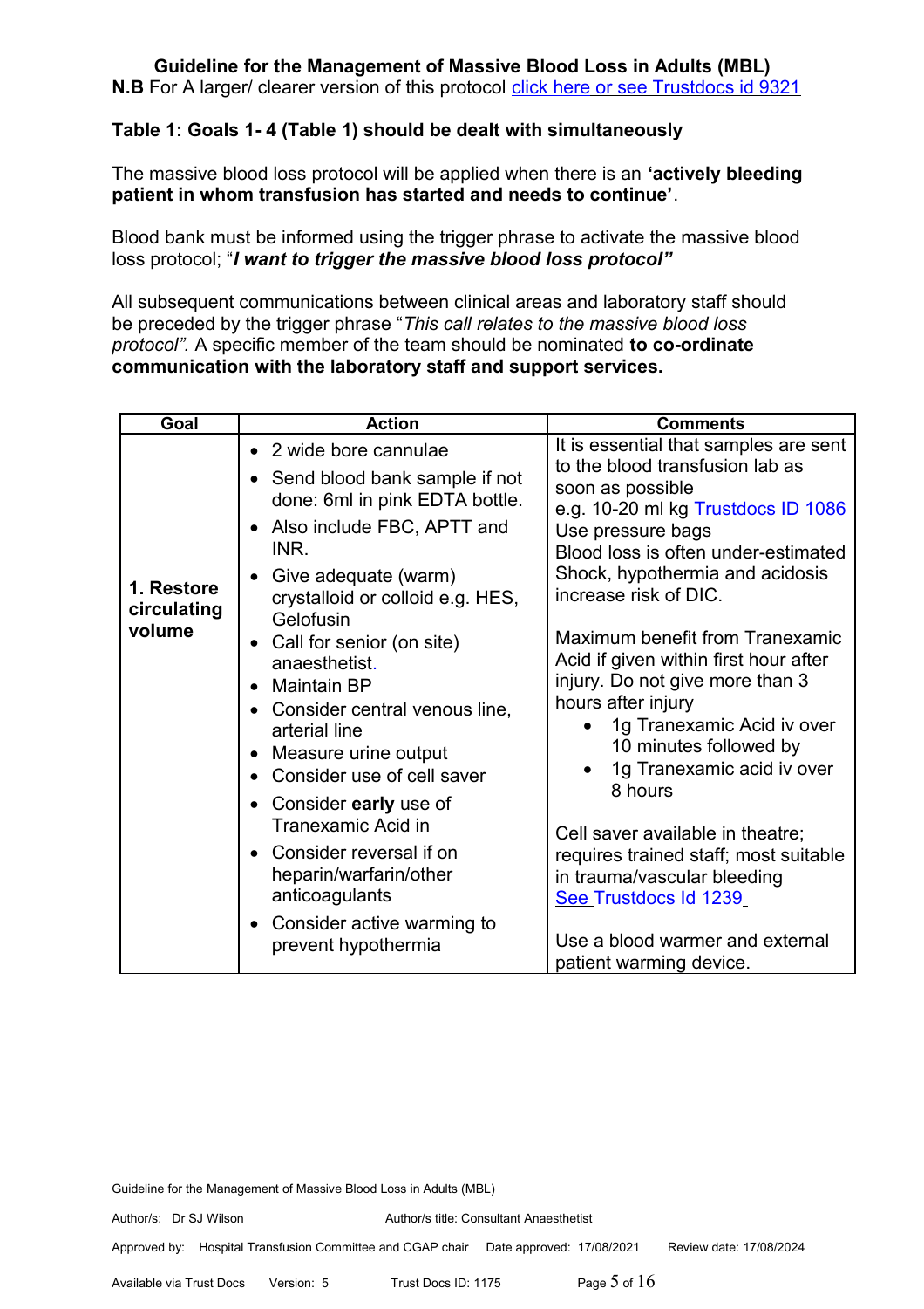**Guideline for the Management of Massive Blood Loss in Adults (MBL)**

**N.B** For A larger/ clearer version of this protocol click here or see Trustdocs id 9321

**Table 1: Goals 1- 4 (Table 1) should be dealt with simultaneously**

The massive blood loss protocol will be applied when there is an **'actively bleeding patient in whom transfusion has started and needs to continue'**.

Blood bank must be informed using the trigger phrase to activate the massive blood loss protocol; "***I want to trigger the massive blood loss protocol"***

All subsequent communications between clinical areas and laboratory staff should be preceded by the trigger phrase "*This call relates to the massive blood loss protocol".* A specific member of the team should be nominated **to co-ordinate communication with the laboratory staff and support services.**

| Goal | Action | Comments |
|---|---|---|
| **1. Restore circulating volume** | • 2 wide bore cannulae<br>• Send blood bank sample if not done: 6ml in pink EDTA bottle.<br>• Also include FBC, APTT and INR.<br>• Give adequate (warm) crystalloid or colloid e.g. HES, Gelofusin<br>• Call for senior (on site) anaesthetist.<br>• Maintain BP<br>• Consider central venous line, arterial line<br>• Measure urine output<br>• Consider use of cell saver<br>• Consider **early** use of Tranexamic Acid in<br>• Consider reversal if on heparin/warfarin/other anticoagulants<br>• Consider active warming to prevent hypothermia | It is essential that samples are sent to the blood transfusion lab as soon as possible<br>e.g. 10-20 ml kg Trustdocs ID 1086<br>Use pressure bags<br>Blood loss is often under-estimated<br>Shock, hypothermia and acidosis increase risk of DIC.<br><br>Maximum benefit from Tranexamic Acid if given within first hour after injury. Do not give more than 3 hours after injury<br>• 1g Tranexamic Acid iv over 10 minutes followed by<br>• 1g Tranexamic acid iv over 8 hours<br><br>Cell saver available in theatre; requires trained staff; most suitable in trauma/vascular bleeding<br>See Trustdocs Id 1239<br><br>Use a blood warmer and external patient warming device. |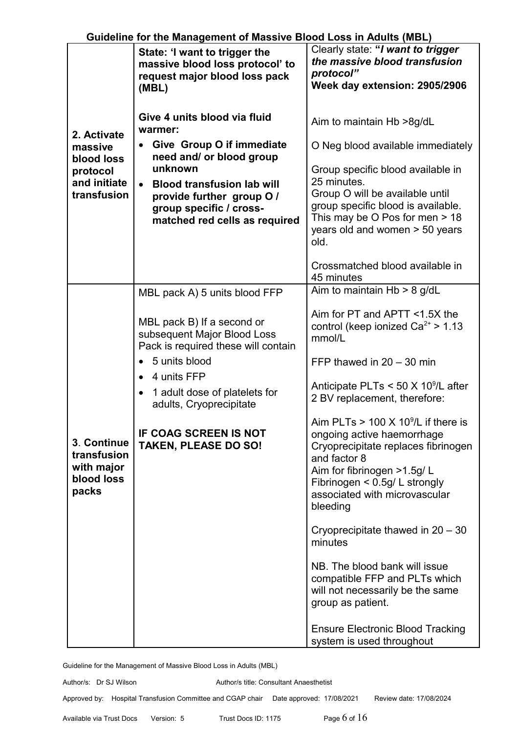**Guideline for the Management of Massive Blood Loss in Adults (MBL)**

| | | |
|---|---|---|
| **2. Activate massive blood loss protocol and initiate transfusion** | **State: 'I want to trigger the massive blood loss protocol' to request major blood loss pack (MBL)**<br><br>**Give 4 units blood via fluid warmer:**<br>• **Give Group O if immediate need and/ or blood group unknown**<br>• **Blood transfusion lab will provide further group O / group specific / cross-matched red cells as required** | Clearly state: ***"I want to trigger the massive blood transfusion protocol"***<br>**Week day extension: 2905/2906**<br><br>Aim to maintain Hb >8g/dL<br><br>O Neg blood available immediately<br><br>Group specific blood available in 25 minutes.<br>Group O will be available until group specific blood is available. This may be O Pos for men > 18 years old and women > 50 years old.<br><br>Crossmatched blood available in 45 minutes |
| **3. Continue transfusion with major blood loss packs** | MBL pack A) 5 units blood FFP<br><br>MBL pack B) If a second or subsequent Major Blood Loss Pack is required these will contain<br>• 5 units blood<br>• 4 units FFP<br>• 1 adult dose of platelets for adults, Cryoprecipitate<br><br>**IF COAG SCREEN IS NOT TAKEN, PLEASE DO SO!** | Aim to maintain Hb > 8 g/dL<br><br>Aim for PT and APTT <1.5X the control (keep ionized $Ca^{2+}$ > 1.13 mmol/L<br><br>FFP thawed in 20 – 30 min<br><br>Anticipate PLTs < 50 X $10^9$/L after 2 BV replacement, therefore:<br><br>Aim PLTs > 100 X $10^9$/L if there is ongoing active haemorrhage<br>Cryoprecipitate replaces fibrinogen and factor 8<br>Aim for fibrinogen >1.5g/ L<br>Fibrinogen < 0.5g/ L strongly associated with microvascular bleeding<br><br>Cryoprecipitate thawed in 20 – 30 minutes<br><br>NB. The blood bank will issue compatible FFP and PLTs which will not necessarily be the same group as patient.<br><br>Ensure Electronic Blood Tracking system is used throughout |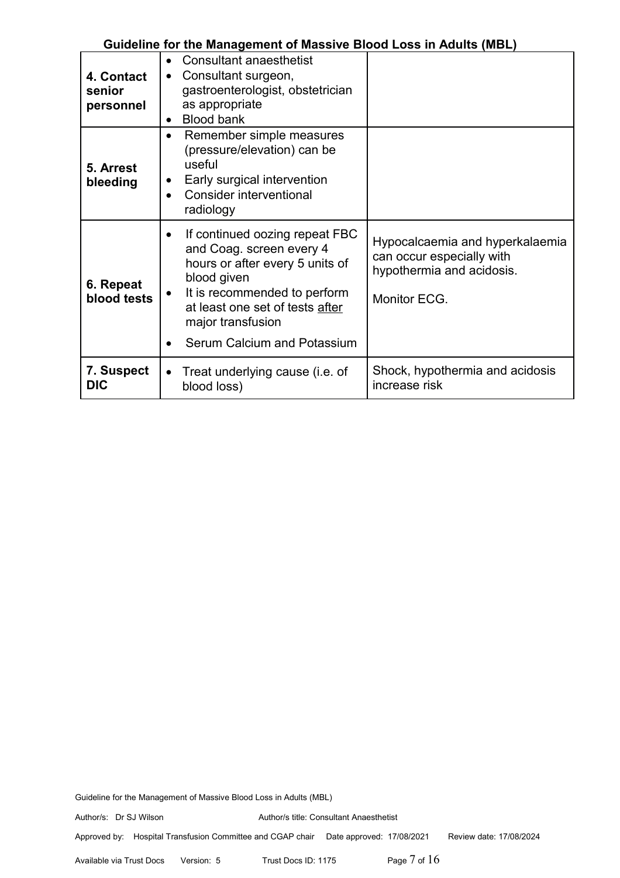| | | |
|---|---|---|
| **4. Contact senior personnel** | • Consultant anaesthetist<br>• Consultant surgeon, gastroenterologist, obstetrician as appropriate<br>• Blood bank | |
| **5. Arrest bleeding** | • Remember simple measures (pressure/elevation) can be useful<br>• Early surgical intervention<br>• Consider interventional radiology | |
| **6. Repeat blood tests** | • If continued oozing repeat FBC and Coag. screen every 4 hours or after every 5 units of blood given<br>• It is recommended to perform at least one set of tests <u>after</u> major transfusion<br>• Serum Calcium and Potassium | Hypocalcaemia and hyperkalaemia can occur especially with hypothermia and acidosis.<br><br>Monitor ECG. |
| **7. Suspect DIC** | • Treat underlying cause (i.e. of blood loss) | Shock, hypothermia and acidosis increase risk |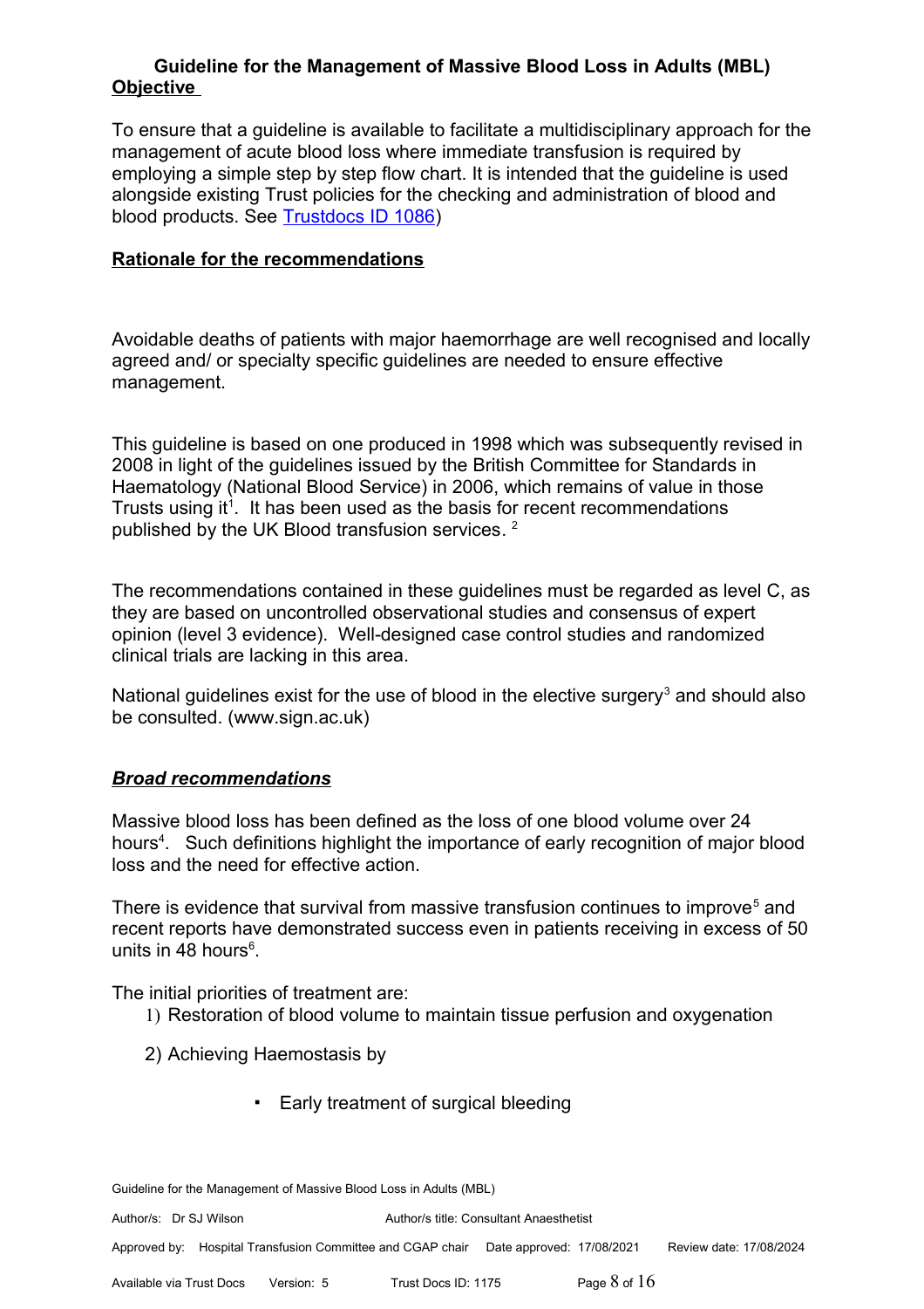## Guideline for the Management of Massive Blood Loss in Adults (MBL)

**Objective**

To ensure that a guideline is available to facilitate a multidisciplinary approach for the management of acute blood loss where immediate transfusion is required by employing a simple step by step flow chart. It is intended that the guideline is used alongside existing Trust policies for the checking and administration of blood and blood products. See [Trustdocs ID 1086](Trustdocs ID 1086))

**Rationale for the recommendations**

Avoidable deaths of patients with major haemorrhage are well recognised and locally agreed and/ or specialty specific guidelines are needed to ensure effective management.

This guideline is based on one produced in 1998 which was subsequently revised in 2008 in light of the guidelines issued by the British Committee for Standards in Haematology (National Blood Service) in 2006, which remains of value in those Trusts using it[1]. It has been used as the basis for recent recommendations published by the UK Blood transfusion services. [2]

The recommendations contained in these guidelines must be regarded as level C, as they are based on uncontrolled observational studies and consensus of expert opinion (level 3 evidence). Well-designed case control studies and randomized clinical trials are lacking in this area.

National guidelines exist for the use of blood in the elective surgery[3] and should also be consulted. (www.sign.ac.uk)

***Broad recommendations***

Massive blood loss has been defined as the loss of one blood volume over 24 hours[4]. Such definitions highlight the importance of early recognition of major blood loss and the need for effective action.

There is evidence that survival from massive transfusion continues to improve[5] and recent reports have demonstrated success even in patients receiving in excess of 50 units in 48 hours[6].

The initial priorities of treatment are:

1) Restoration of blood volume to maintain tissue perfusion and oxygenation

2) Achieving Haemostasis by

- Early treatment of surgical bleeding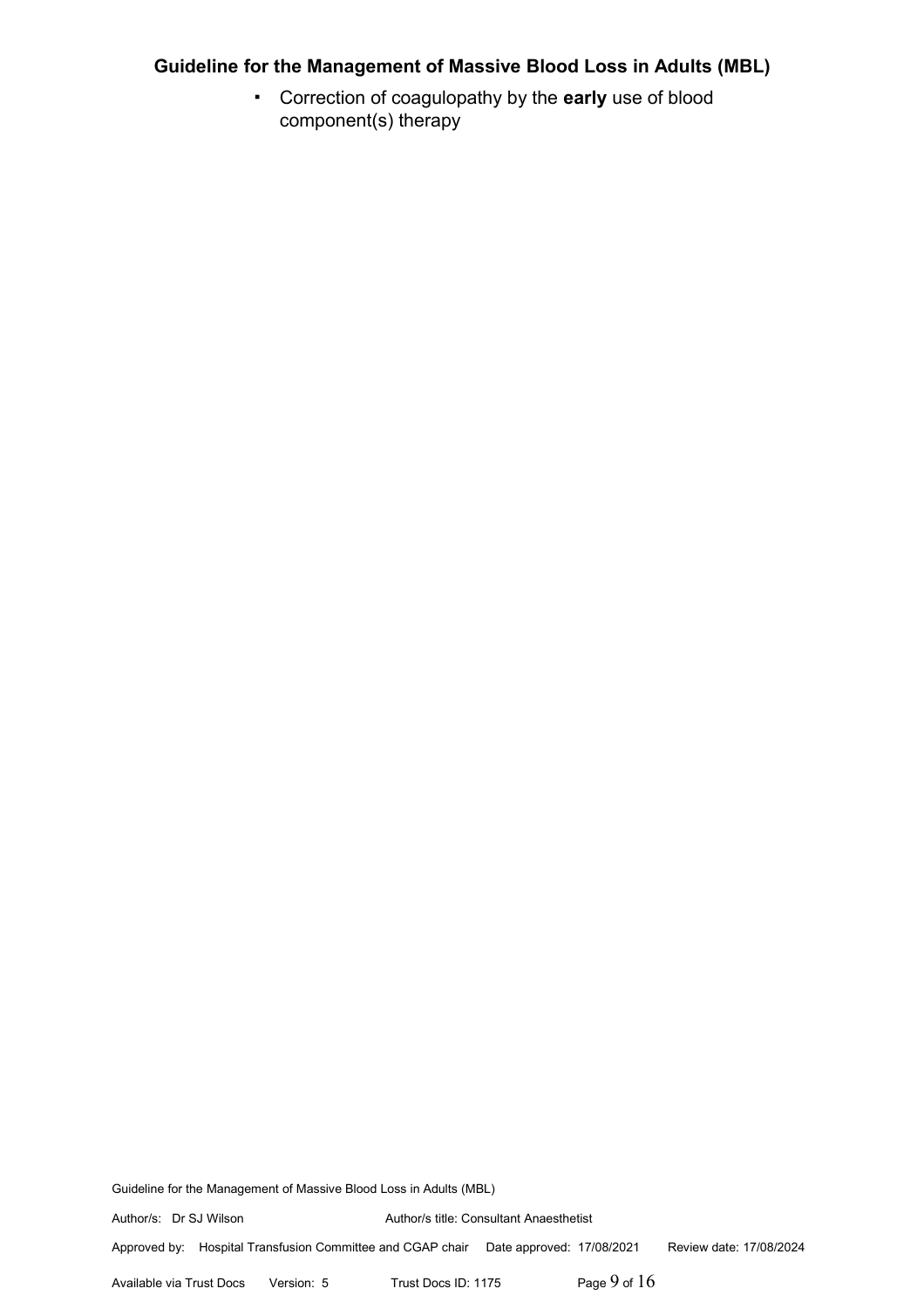- Correction of coagulopathy by the **early** use of blood component(s) therapy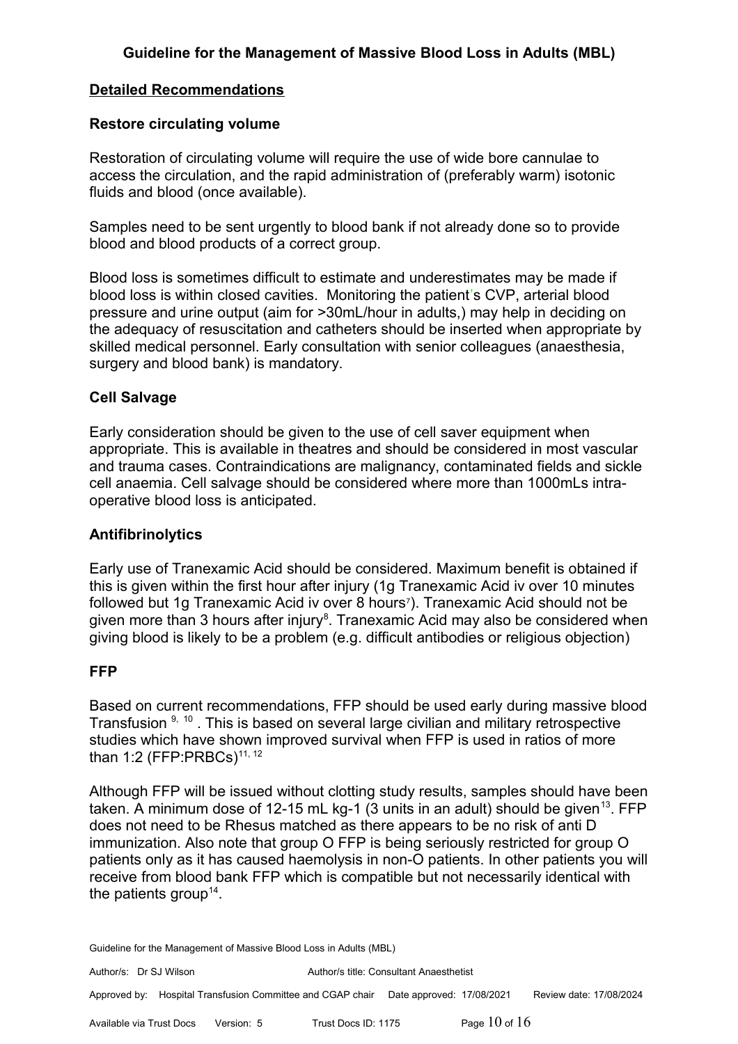# Guideline for the Management of Massive Blood Loss in Adults (MBL)

## Detailed Recommendations

### Restore circulating volume

Restoration of circulating volume will require the use of wide bore cannulae to access the circulation, and the rapid administration of (preferably warm) isotonic fluids and blood (once available).

Samples need to be sent urgently to blood bank if not already done so to provide blood and blood products of a correct group.

Blood loss is sometimes difficult to estimate and underestimates may be made if blood loss is within closed cavities. Monitoring the patient's CVP, arterial blood pressure and urine output (aim for >30mL/hour in adults,) may help in deciding on the adequacy of resuscitation and catheters should be inserted when appropriate by skilled medical personnel. Early consultation with senior colleagues (anaesthesia, surgery and blood bank) is mandatory.

### Cell Salvage

Early consideration should be given to the use of cell saver equipment when appropriate. This is available in theatres and should be considered in most vascular and trauma cases. Contraindications are malignancy, contaminated fields and sickle cell anaemia. Cell salvage should be considered where more than 1000mLs intra-operative blood loss is anticipated.

### Antifibrinolytics

Early use of Tranexamic Acid should be considered. Maximum benefit is obtained if this is given within the first hour after injury (1g Tranexamic Acid iv over 10 minutes followed but 1g Tranexamic Acid iv over 8 hours[7]). Tranexamic Acid should not be given more than 3 hours after injury[8]. Tranexamic Acid may also be considered when giving blood is likely to be a problem (e.g. difficult antibodies or religious objection)

### FFP

Based on current recommendations, FFP should be used early during massive blood Transfusion [9, 10]. This is based on several large civilian and military retrospective studies which have shown improved survival when FFP is used in ratios of more than 1:2 (FFP:PRBCs)[11, 12]

Although FFP will be issued without clotting study results, samples should have been taken. A minimum dose of 12-15 mL kg-1 (3 units in an adult) should be given[13]. FFP does not need to be Rhesus matched as there appears to be no risk of anti D immunization. Also note that group O FFP is being seriously restricted for group O patients only as it has caused haemolysis in non-O patients. In other patients you will receive from blood bank FFP which is compatible but not necessarily identical with the patients group[14].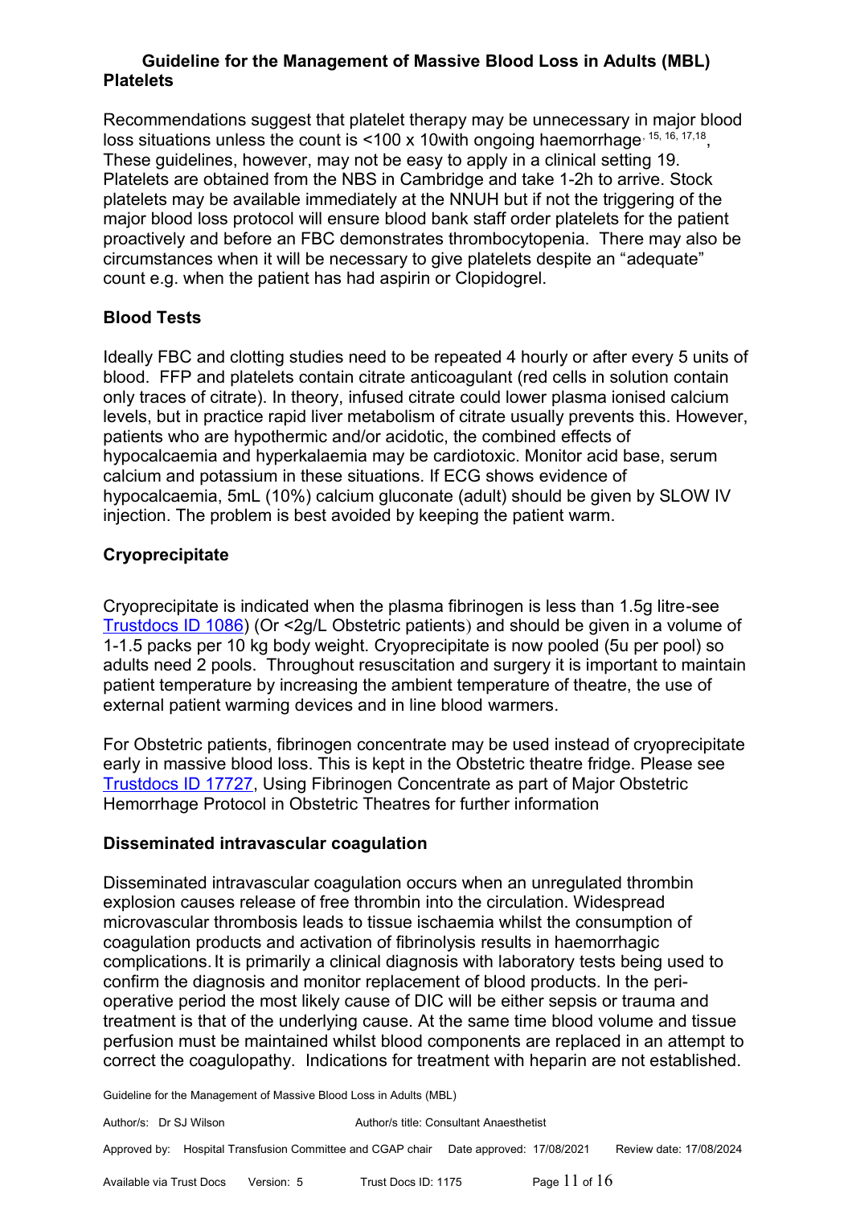**Platelets**

Recommendations suggest that platelet therapy may be unnecessary in major blood loss situations unless the count is <100 x 10with ongoing haemorrhage[15, 16, 17,18], These guidelines, however, may not be easy to apply in a clinical setting 19. Platelets are obtained from the NBS in Cambridge and take 1-2h to arrive. Stock platelets may be available immediately at the NNUH but if not the triggering of the major blood loss protocol will ensure blood bank staff order platelets for the patient proactively and before an FBC demonstrates thrombocytopenia. There may also be circumstances when it will be necessary to give platelets despite an "adequate" count e.g. when the patient has had aspirin or Clopidogrel.

## Blood Tests

Ideally FBC and clotting studies need to be repeated 4 hourly or after every 5 units of blood. FFP and platelets contain citrate anticoagulant (red cells in solution contain only traces of citrate). In theory, infused citrate could lower plasma ionised calcium levels, but in practice rapid liver metabolism of citrate usually prevents this. However, patients who are hypothermic and/or acidotic, the combined effects of hypocalcaemia and hyperkalaemia may be cardiotoxic. Monitor acid base, serum calcium and potassium in these situations. If ECG shows evidence of hypocalcaemia, 5mL (10%) calcium gluconate (adult) should be given by SLOW IV injection. The problem is best avoided by keeping the patient warm.

## Cryoprecipitate

Cryoprecipitate is indicated when the plasma fibrinogen is less than 1.5g litre-see Trustdocs ID 1086) (Or <2g/L Obstetric patients) and should be given in a volume of 1-1.5 packs per 10 kg body weight. Cryoprecipitate is now pooled (5u per pool) so adults need 2 pools. Throughout resuscitation and surgery it is important to maintain patient temperature by increasing the ambient temperature of theatre, the use of external patient warming devices and in line blood warmers.

For Obstetric patients, fibrinogen concentrate may be used instead of cryoprecipitate early in massive blood loss. This is kept in the Obstetric theatre fridge. Please see Trustdocs ID 17727, Using Fibrinogen Concentrate as part of Major Obstetric Hemorrhage Protocol in Obstetric Theatres for further information

## Disseminated intravascular coagulation

Disseminated intravascular coagulation occurs when an unregulated thrombin explosion causes release of free thrombin into the circulation. Widespread microvascular thrombosis leads to tissue ischaemia whilst the consumption of coagulation products and activation of fibrinolysis results in haemorrhagic complications. It is primarily a clinical diagnosis with laboratory tests being used to confirm the diagnosis and monitor replacement of blood products. In the peri-operative period the most likely cause of DIC will be either sepsis or trauma and treatment is that of the underlying cause. At the same time blood volume and tissue perfusion must be maintained whilst blood components are replaced in an attempt to correct the coagulopathy. Indications for treatment with heparin are not established.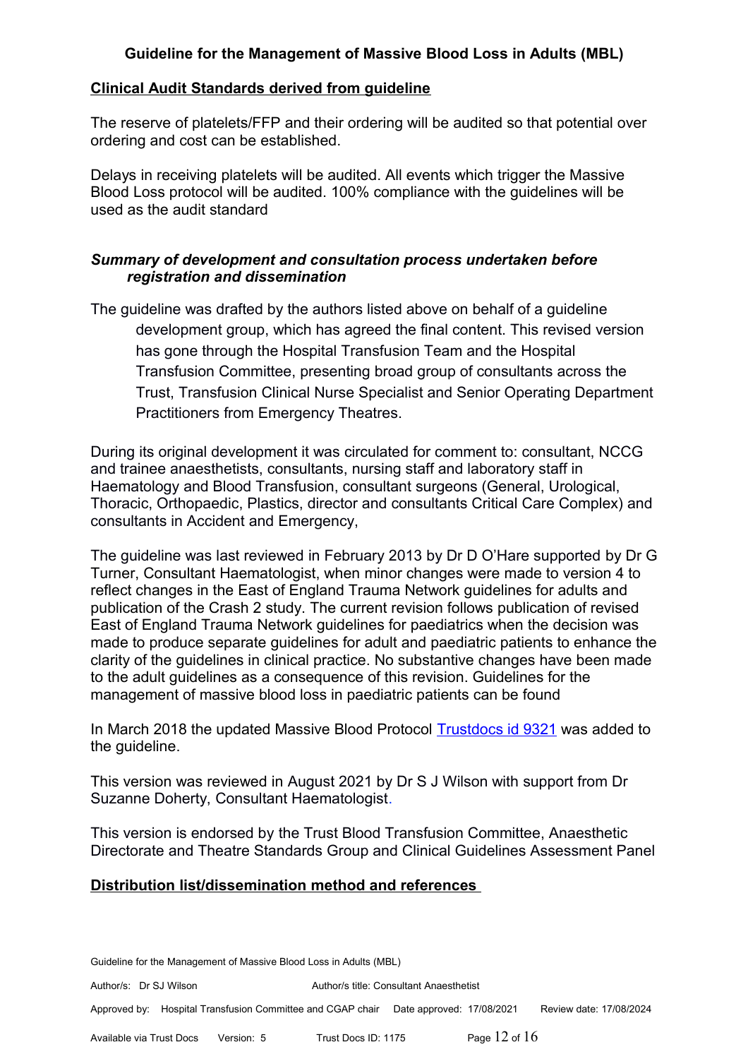**Guideline for the Management of Massive Blood Loss in Adults (MBL)**

## Clinical Audit Standards derived from guideline

The reserve of platelets/FFP and their ordering will be audited so that potential over ordering and cost can be established.

Delays in receiving platelets will be audited. All events which trigger the Massive Blood Loss protocol will be audited. 100% compliance with the guidelines will be used as the audit standard

### *Summary of development and consultation process undertaken before registration and dissemination*

The guideline was drafted by the authors listed above on behalf of a guideline development group, which has agreed the final content. This revised version has gone through the Hospital Transfusion Team and the Hospital Transfusion Committee, presenting broad group of consultants across the Trust, Transfusion Clinical Nurse Specialist and Senior Operating Department Practitioners from Emergency Theatres.

During its original development it was circulated for comment to: consultant, NCCG and trainee anaesthetists, consultants, nursing staff and laboratory staff in Haematology and Blood Transfusion, consultant surgeons (General, Urological, Thoracic, Orthopaedic, Plastics, director and consultants Critical Care Complex) and consultants in Accident and Emergency,

The guideline was last reviewed in February 2013 by Dr D O'Hare supported by Dr G Turner, Consultant Haematologist, when minor changes were made to version 4 to reflect changes in the East of England Trauma Network guidelines for adults and publication of the Crash 2 study. The current revision follows publication of revised East of England Trauma Network guidelines for paediatrics when the decision was made to produce separate guidelines for adult and paediatric patients to enhance the clarity of the guidelines in clinical practice. No substantive changes have been made to the adult guidelines as a consequence of this revision. Guidelines for the management of massive blood loss in paediatric patients can be found

In March 2018 the updated Massive Blood Protocol Trustdocs id 9321 was added to the guideline.

This version was reviewed in August 2021 by Dr S J Wilson with support from Dr Suzanne Doherty, Consultant Haematologist.

This version is endorsed by the Trust Blood Transfusion Committee, Anaesthetic Directorate and Theatre Standards Group and Clinical Guidelines Assessment Panel

## Distribution list/dissemination method and references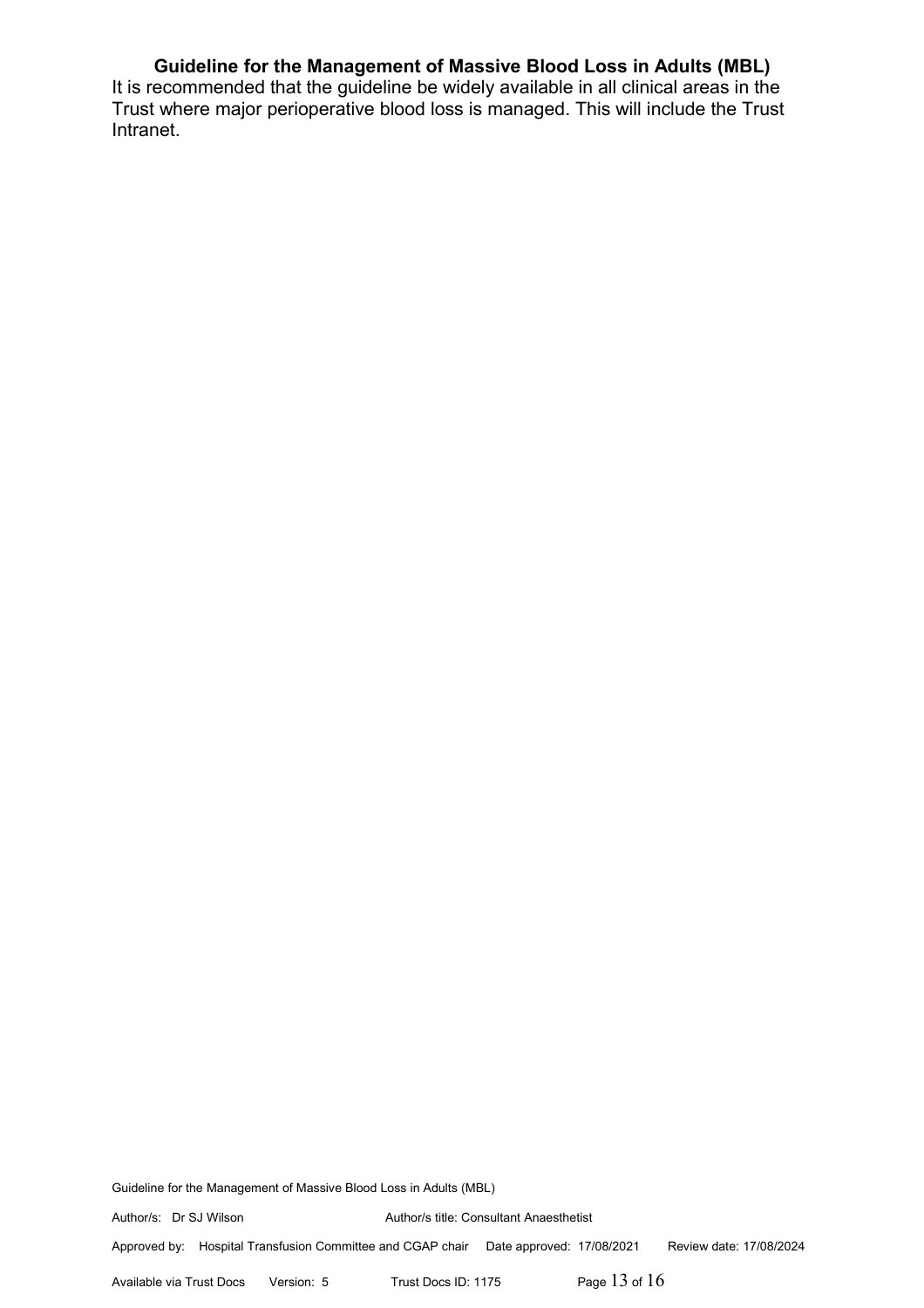**Guideline for the Management of Massive Blood Loss in Adults (MBL)**

It is recommended that the guideline be widely available in all clinical areas in the Trust where major perioperative blood loss is managed. This will include the Trust Intranet.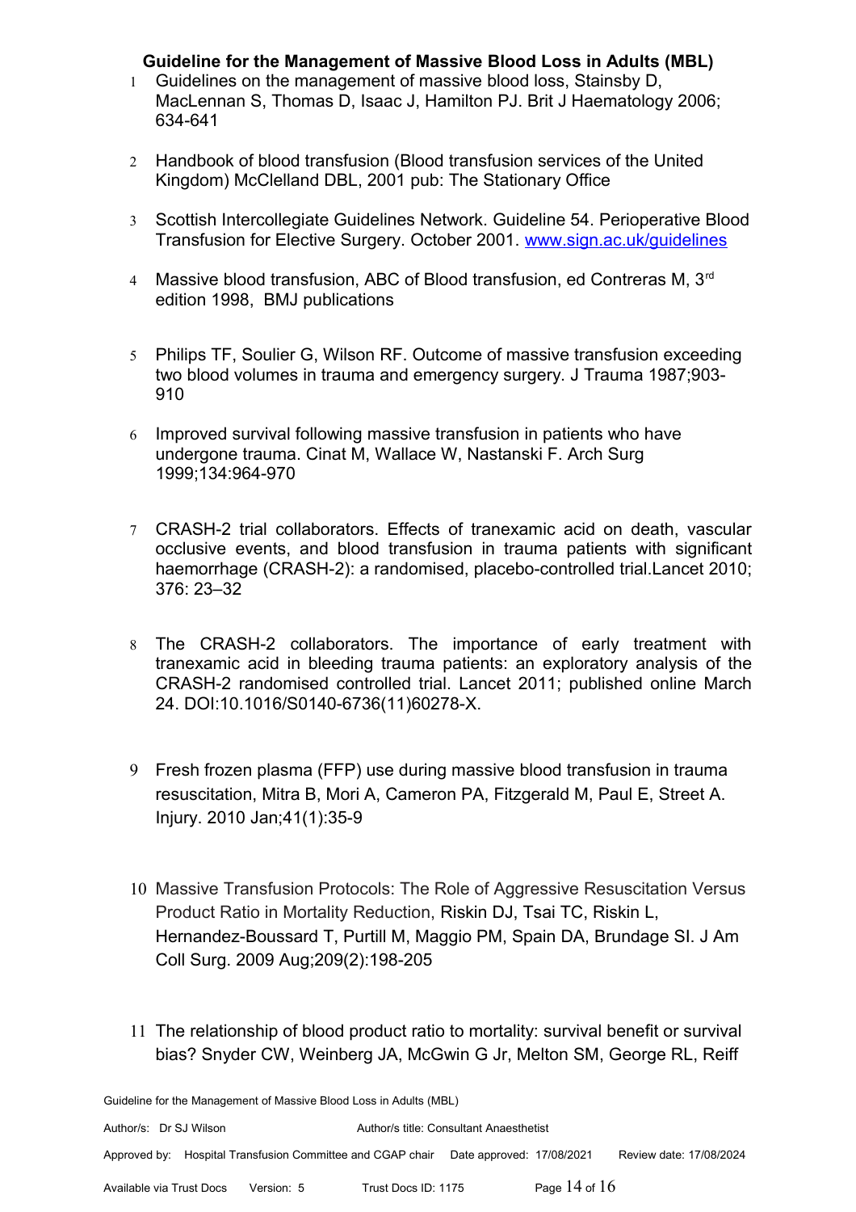1. Guidelines on the management of massive blood loss, Stainsby D, MacLennan S, Thomas D, Isaac J, Hamilton PJ. Brit J Haematology 2006; 634-641

2. Handbook of blood transfusion (Blood transfusion services of the United Kingdom) McClelland DBL, 2001 pub: The Stationary Office

3. Scottish Intercollegiate Guidelines Network. Guideline 54. Perioperative Blood Transfusion for Elective Surgery. October 2001. www.sign.ac.uk/guidelines

4. Massive blood transfusion, ABC of Blood transfusion, ed Contreras M, 3rd edition 1998, BMJ publications

5. Philips TF, Soulier G, Wilson RF. Outcome of massive transfusion exceeding two blood volumes in trauma and emergency surgery. J Trauma 1987;903-910

6. Improved survival following massive transfusion in patients who have undergone trauma. Cinat M, Wallace W, Nastanski F. Arch Surg 1999;134:964-970

7. CRASH-2 trial collaborators. Effects of tranexamic acid on death, vascular occlusive events, and blood transfusion in trauma patients with significant haemorrhage (CRASH-2): a randomised, placebo-controlled trial.Lancet 2010; 376: 23–32

8. The CRASH-2 collaborators. The importance of early treatment with tranexamic acid in bleeding trauma patients: an exploratory analysis of the CRASH-2 randomised controlled trial. Lancet 2011; published online March 24. DOI:10.1016/S0140-6736(11)60278-X.

9. Fresh frozen plasma (FFP) use during massive blood transfusion in trauma resuscitation, Mitra B, Mori A, Cameron PA, Fitzgerald M, Paul E, Street A. Injury. 2010 Jan;41(1):35-9

10. Massive Transfusion Protocols: The Role of Aggressive Resuscitation Versus Product Ratio in Mortality Reduction, Riskin DJ, Tsai TC, Riskin L, Hernandez-Boussard T, Purtill M, Maggio PM, Spain DA, Brundage SI. J Am Coll Surg. 2009 Aug;209(2):198-205

11. The relationship of blood product ratio to mortality: survival benefit or survival bias? Snyder CW, Weinberg JA, McGwin G Jr, Melton SM, George RL, Reiff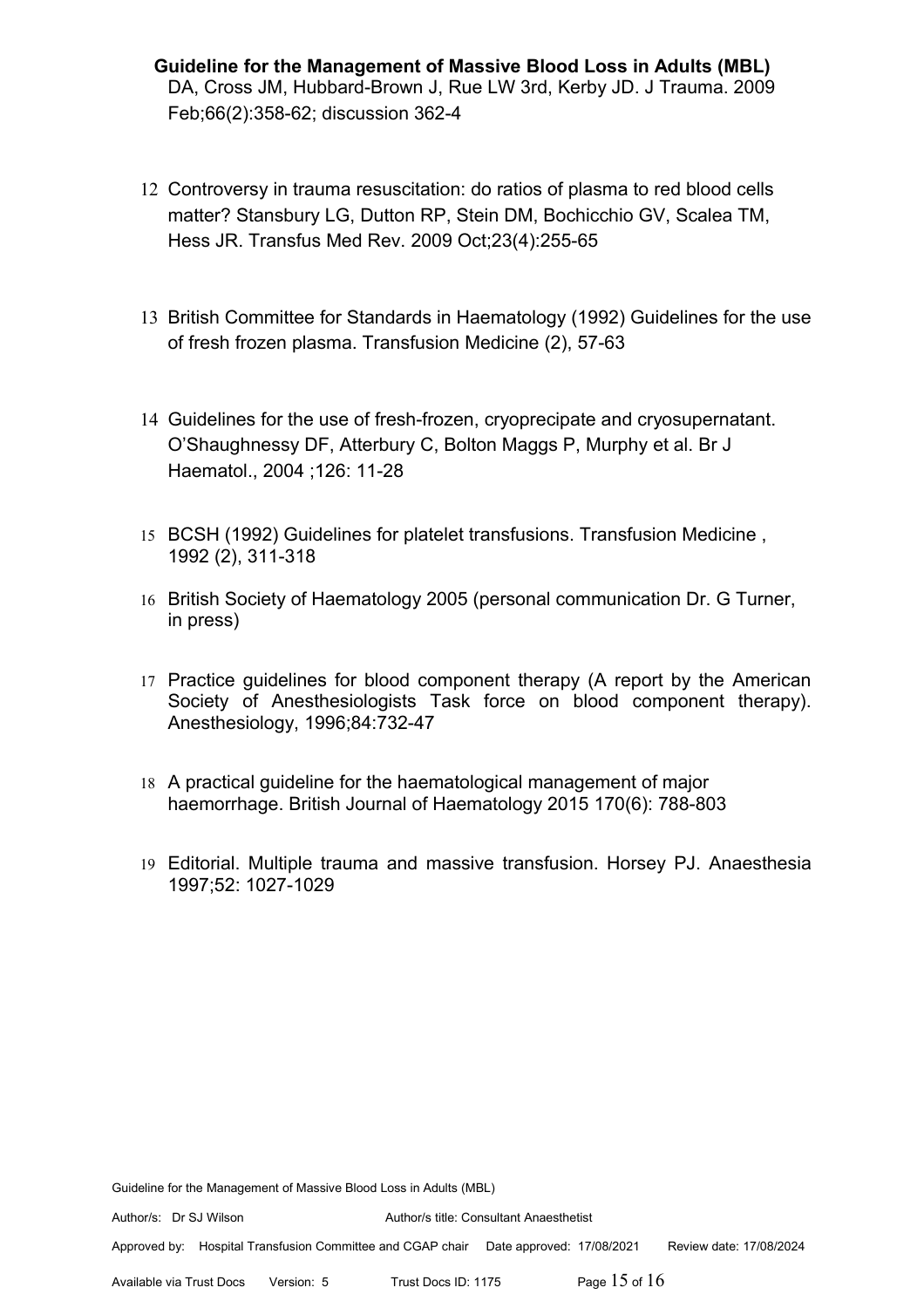DA, Cross JM, Hubbard-Brown J, Rue LW 3rd, Kerby JD. J Trauma. 2009 Feb;66(2):358-62; discussion 362-4

12 Controversy in trauma resuscitation: do ratios of plasma to red blood cells matter? Stansbury LG, Dutton RP, Stein DM, Bochicchio GV, Scalea TM, Hess JR. Transfus Med Rev. 2009 Oct;23(4):255-65

13 British Committee for Standards in Haematology (1992) Guidelines for the use of fresh frozen plasma. Transfusion Medicine (2), 57-63

14 Guidelines for the use of fresh-frozen, cryoprecipitate and cryosupernatant. O'Shaughnessy DF, Atterbury C, Bolton Maggs P, Murphy et al. Br J Haematol., 2004 ;126: 11-28

15 BCSH (1992) Guidelines for platelet transfusions. Transfusion Medicine , 1992 (2), 311-318

16 British Society of Haematology 2005 (personal communication Dr. G Turner, in press)

17 Practice guidelines for blood component therapy (A report by the American Society of Anesthesiologists Task force on blood component therapy). Anesthesiology, 1996;84:732-47

18 A practical guideline for the haematological management of major haemorrhage. British Journal of Haematology 2015 170(6): 788-803

19 Editorial. Multiple trauma and massive transfusion. Horsey PJ. Anaesthesia 1997;52: 1027-1029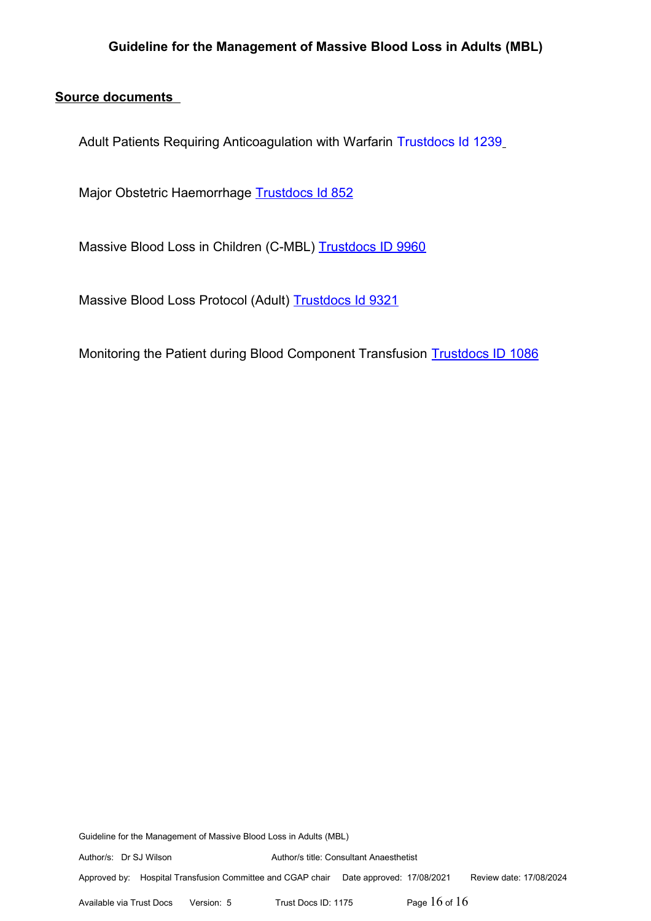## Source documents

Adult Patients Requiring Anticoagulation with Warfarin Trustdocs Id 1239

Major Obstetric Haemorrhage Trustdocs Id 852

Massive Blood Loss in Children (C-MBL) Trustdocs ID 9960

Massive Blood Loss Protocol (Adult) Trustdocs Id 9321

Monitoring the Patient during Blood Component Transfusion Trustdocs ID 1086